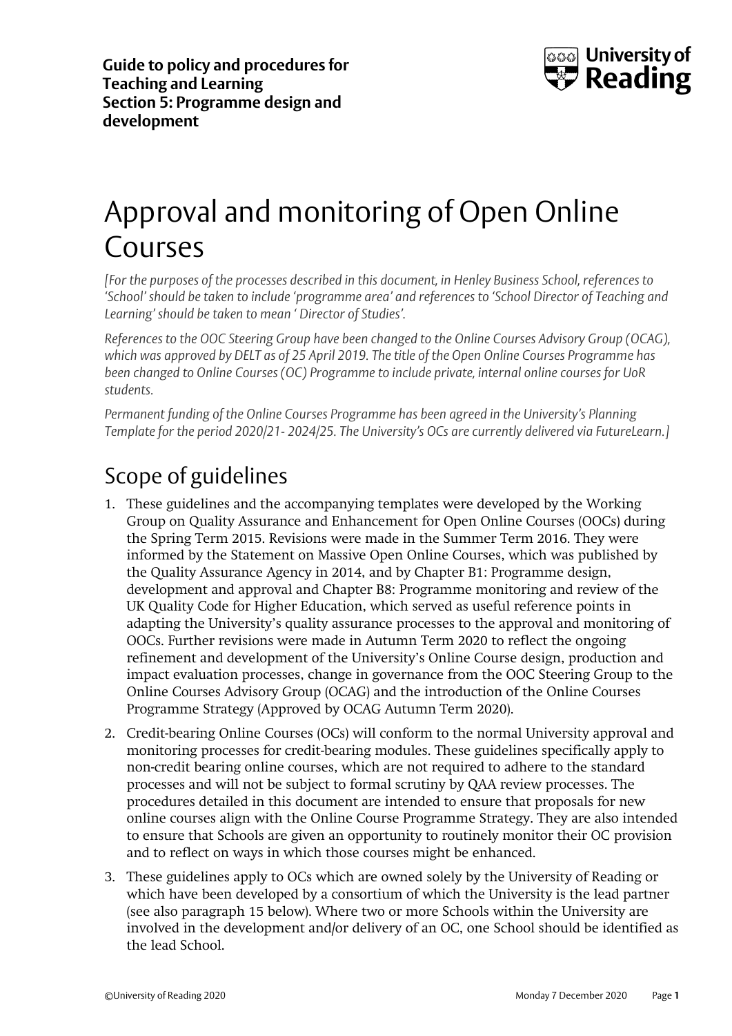**Guide to policy and procedures for Teaching and Learning**
**Section 5: Programme design and development**

# Approval and monitoring of Open Online Courses

*[For the purposes of the processes described in this document, in Henley Business School, references to 'School' should be taken to include 'programme area' and references to 'School Director of Teaching and Learning' should be taken to mean ' Director of Studies'.*

*References to the OOC Steering Group have been changed to the Online Courses Advisory Group (OCAG), which was approved by DELT as of 25 April 2019. The title of the Open Online Courses Programme has been changed to Online Courses (OC) Programme to include private, internal online courses for UoR students.*

*Permanent funding of the Online Courses Programme has been agreed in the University's Planning Template for the period 2020/21- 2024/25. The University's OCs are currently delivered via FutureLearn.]*

## Scope of guidelines

1. These guidelines and the accompanying templates were developed by the Working Group on Quality Assurance and Enhancement for Open Online Courses (OOCs) during the Spring Term 2015. Revisions were made in the Summer Term 2016. They were informed by the Statement on Massive Open Online Courses, which was published by the Quality Assurance Agency in 2014, and by Chapter B1: Programme design, development and approval and Chapter B8: Programme monitoring and review of the UK Quality Code for Higher Education, which served as useful reference points in adapting the University's quality assurance processes to the approval and monitoring of OOCs. Further revisions were made in Autumn Term 2020 to reflect the ongoing refinement and development of the University's Online Course design, production and impact evaluation processes, change in governance from the OOC Steering Group to the Online Courses Advisory Group (OCAG) and the introduction of the Online Courses Programme Strategy (Approved by OCAG Autumn Term 2020).
2. Credit-bearing Online Courses (OCs) will conform to the normal University approval and monitoring processes for credit-bearing modules. These guidelines specifically apply to non-credit bearing online courses, which are not required to adhere to the standard processes and will not be subject to formal scrutiny by QAA review processes. The procedures detailed in this document are intended to ensure that proposals for new online courses align with the Online Course Programme Strategy. They are also intended to ensure that Schools are given an opportunity to routinely monitor their OC provision and to reflect on ways in which those courses might be enhanced.
3. These guidelines apply to OCs which are owned solely by the University of Reading or which have been developed by a consortium of which the University is the lead partner (see also paragraph 15 below). Where two or more Schools within the University are involved in the development and/or delivery of an OC, one School should be identified as the lead School.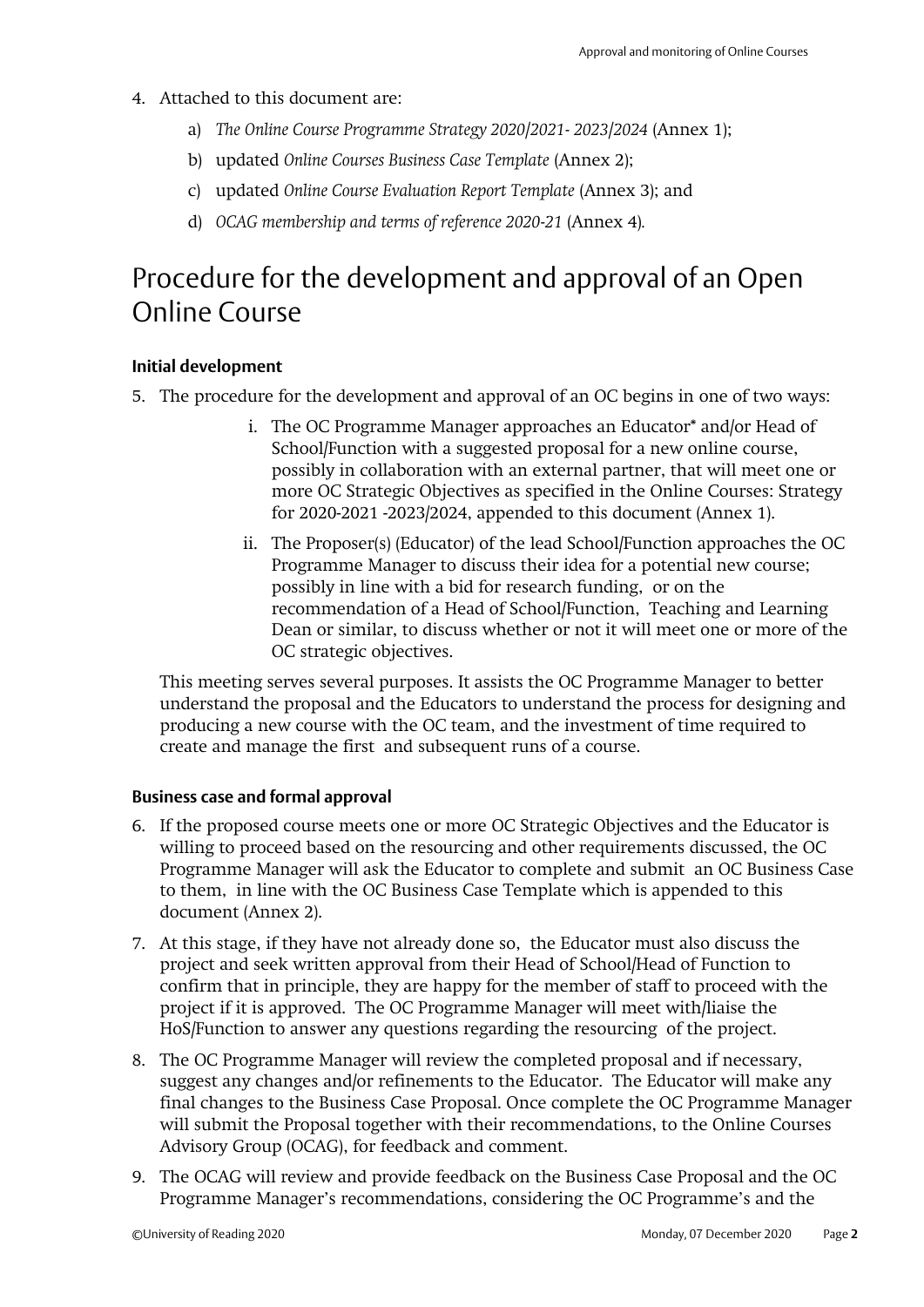4. Attached to this document are:

   a) *The Online Course Programme Strategy 2020/2021- 2023/2024* (Annex 1);

   b) updated *Online Courses Business Case Template* (Annex 2);

   c) updated *Online Course Evaluation Report Template* (Annex 3); and

   d) *OCAG membership and terms of reference 2020-21* (Annex 4).

# Procedure for the development and approval of an Open Online Course

### Initial development

5. The procedure for the development and approval of an OC begins in one of two ways:

   i. The OC Programme Manager approaches an Educator* and/or Head of School/Function with a suggested proposal for a new online course, possibly in collaboration with an external partner, that will meet one or more OC Strategic Objectives as specified in the Online Courses: Strategy for 2020-2021 -2023/2024, appended to this document (Annex 1).

   ii. The Proposer(s) (Educator) of the lead School/Function approaches the OC Programme Manager to discuss their idea for a potential new course; possibly in line with a bid for research funding, or on the recommendation of a Head of School/Function, Teaching and Learning Dean or similar, to discuss whether or not it will meet one or more of the OC strategic objectives.

   This meeting serves several purposes. It assists the OC Programme Manager to better understand the proposal and the Educators to understand the process for designing and producing a new course with the OC team, and the investment of time required to create and manage the first and subsequent runs of a course.

### Business case and formal approval

6. If the proposed course meets one or more OC Strategic Objectives and the Educator is willing to proceed based on the resourcing and other requirements discussed, the OC Programme Manager will ask the Educator to complete and submit an OC Business Case to them, in line with the OC Business Case Template which is appended to this document (Annex 2).

7. At this stage, if they have not already done so, the Educator must also discuss the project and seek written approval from their Head of School/Head of Function to confirm that in principle, they are happy for the member of staff to proceed with the project if it is approved. The OC Programme Manager will meet with/liaise the HoS/Function to answer any questions regarding the resourcing of the project.

8. The OC Programme Manager will review the completed proposal and if necessary, suggest any changes and/or refinements to the Educator. The Educator will make any final changes to the Business Case Proposal. Once complete the OC Programme Manager will submit the Proposal together with their recommendations, to the Online Courses Advisory Group (OCAG), for feedback and comment.

9. The OCAG will review and provide feedback on the Business Case Proposal and the OC Programme Manager's recommendations, considering the OC Programme's and the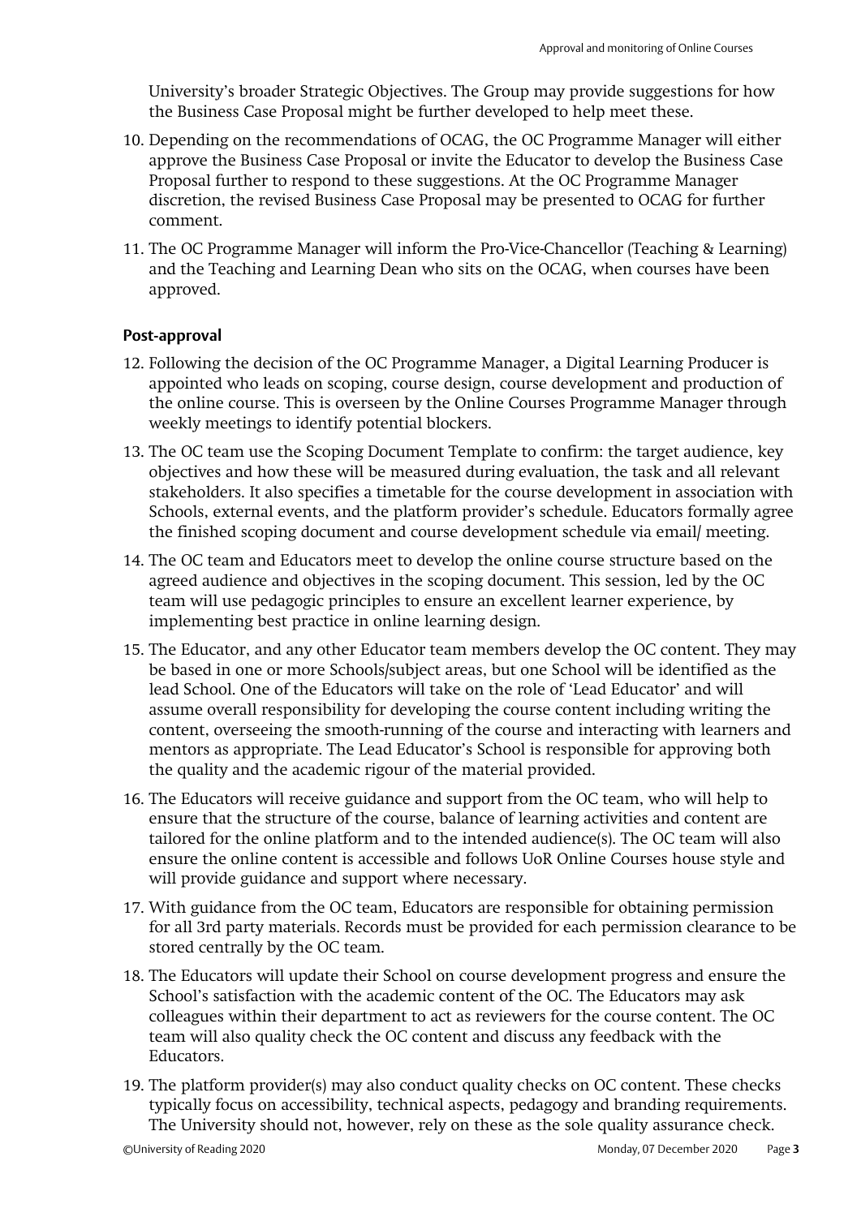University's broader Strategic Objectives. The Group may provide suggestions for how the Business Case Proposal might be further developed to help meet these.

10. Depending on the recommendations of OCAG, the OC Programme Manager will either approve the Business Case Proposal or invite the Educator to develop the Business Case Proposal further to respond to these suggestions. At the OC Programme Manager discretion, the revised Business Case Proposal may be presented to OCAG for further comment.
11. The OC Programme Manager will inform the Pro-Vice-Chancellor (Teaching & Learning) and the Teaching and Learning Dean who sits on the OCAG, when courses have been approved.

### Post-approval

12. Following the decision of the OC Programme Manager, a Digital Learning Producer is appointed who leads on scoping, course design, course development and production of the online course. This is overseen by the Online Courses Programme Manager through weekly meetings to identify potential blockers.
13. The OC team use the Scoping Document Template to confirm: the target audience, key objectives and how these will be measured during evaluation, the task and all relevant stakeholders. It also specifies a timetable for the course development in association with Schools, external events, and the platform provider's schedule. Educators formally agree the finished scoping document and course development schedule via email/ meeting.
14. The OC team and Educators meet to develop the online course structure based on the agreed audience and objectives in the scoping document. This session, led by the OC team will use pedagogic principles to ensure an excellent learner experience, by implementing best practice in online learning design.
15. The Educator, and any other Educator team members develop the OC content. They may be based in one or more Schools/subject areas, but one School will be identified as the lead School. One of the Educators will take on the role of 'Lead Educator' and will assume overall responsibility for developing the course content including writing the content, overseeing the smooth-running of the course and interacting with learners and mentors as appropriate. The Lead Educator's School is responsible for approving both the quality and the academic rigour of the material provided.
16. The Educators will receive guidance and support from the OC team, who will help to ensure that the structure of the course, balance of learning activities and content are tailored for the online platform and to the intended audience(s). The OC team will also ensure the online content is accessible and follows UoR Online Courses house style and will provide guidance and support where necessary.
17. With guidance from the OC team, Educators are responsible for obtaining permission for all 3rd party materials. Records must be provided for each permission clearance to be stored centrally by the OC team.
18. The Educators will update their School on course development progress and ensure the School's satisfaction with the academic content of the OC. The Educators may ask colleagues within their department to act as reviewers for the course content. The OC team will also quality check the OC content and discuss any feedback with the Educators.
19. The platform provider(s) may also conduct quality checks on OC content. These checks typically focus on accessibility, technical aspects, pedagogy and branding requirements. The University should not, however, rely on these as the sole quality assurance check.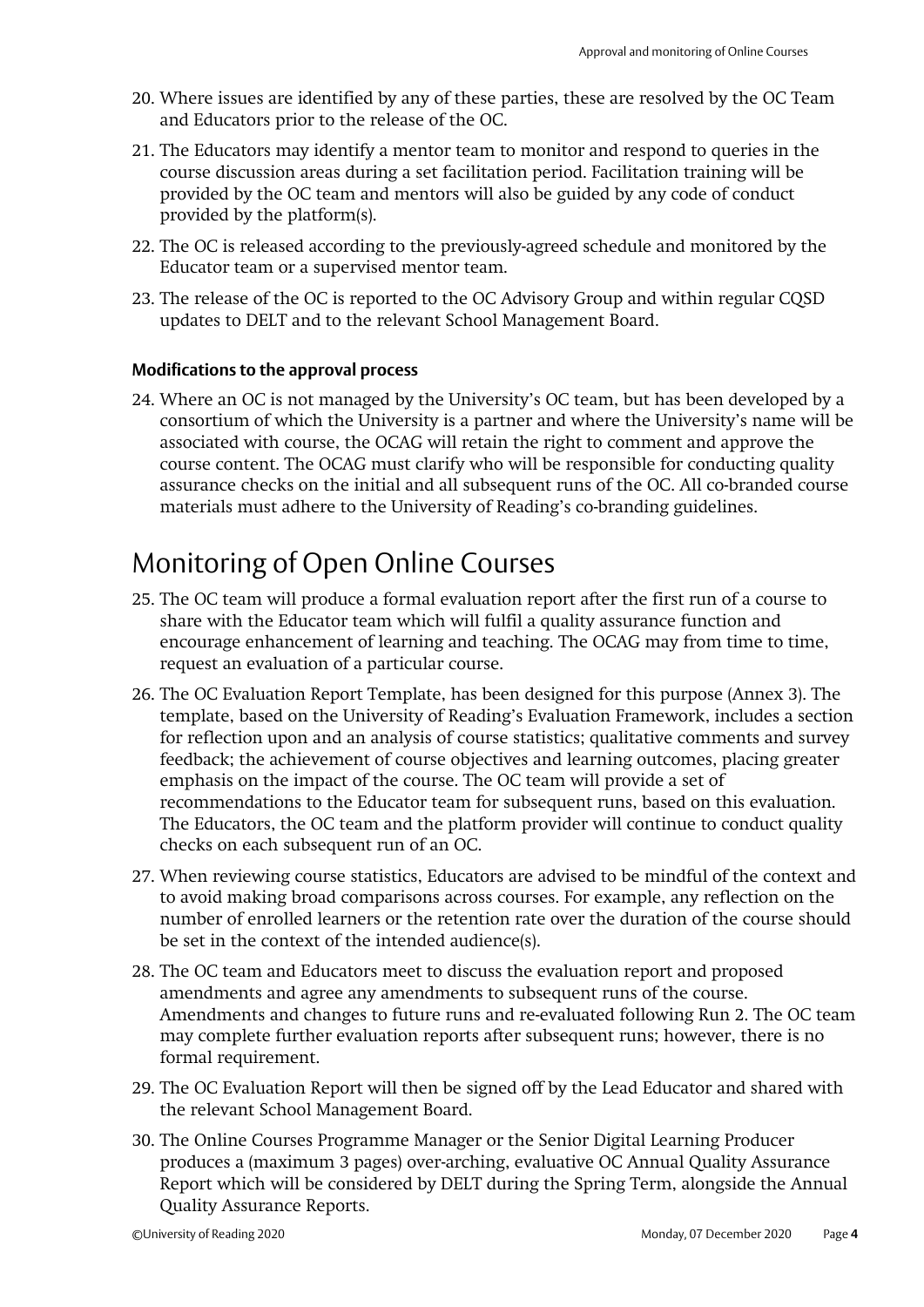20. Where issues are identified by any of these parties, these are resolved by the OC Team and Educators prior to the release of the OC.

21. The Educators may identify a mentor team to monitor and respond to queries in the course discussion areas during a set facilitation period. Facilitation training will be provided by the OC team and mentors will also be guided by any code of conduct provided by the platform(s).

22. The OC is released according to the previously-agreed schedule and monitored by the Educator team or a supervised mentor team.

23. The release of the OC is reported to the OC Advisory Group and within regular CQSD updates to DELT and to the relevant School Management Board.

### Modifications to the approval process

24. Where an OC is not managed by the University's OC team, but has been developed by a consortium of which the University is a partner and where the University's name will be associated with course, the OCAG will retain the right to comment and approve the course content. The OCAG must clarify who will be responsible for conducting quality assurance checks on the initial and all subsequent runs of the OC. All co-branded course materials must adhere to the University of Reading's co-branding guidelines.

## Monitoring of Open Online Courses

25. The OC team will produce a formal evaluation report after the first run of a course to share with the Educator team which will fulfil a quality assurance function and encourage enhancement of learning and teaching. The OCAG may from time to time, request an evaluation of a particular course.

26. The OC Evaluation Report Template, has been designed for this purpose (Annex 3). The template, based on the University of Reading's Evaluation Framework, includes a section for reflection upon and an analysis of course statistics; qualitative comments and survey feedback; the achievement of course objectives and learning outcomes, placing greater emphasis on the impact of the course. The OC team will provide a set of recommendations to the Educator team for subsequent runs, based on this evaluation. The Educators, the OC team and the platform provider will continue to conduct quality checks on each subsequent run of an OC.

27. When reviewing course statistics, Educators are advised to be mindful of the context and to avoid making broad comparisons across courses. For example, any reflection on the number of enrolled learners or the retention rate over the duration of the course should be set in the context of the intended audience(s).

28. The OC team and Educators meet to discuss the evaluation report and proposed amendments and agree any amendments to subsequent runs of the course. Amendments and changes to future runs and re-evaluated following Run 2. The OC team may complete further evaluation reports after subsequent runs; however, there is no formal requirement.

29. The OC Evaluation Report will then be signed off by the Lead Educator and shared with the relevant School Management Board.

30. The Online Courses Programme Manager or the Senior Digital Learning Producer produces a (maximum 3 pages) over-arching, evaluative OC Annual Quality Assurance Report which will be considered by DELT during the Spring Term, alongside the Annual Quality Assurance Reports.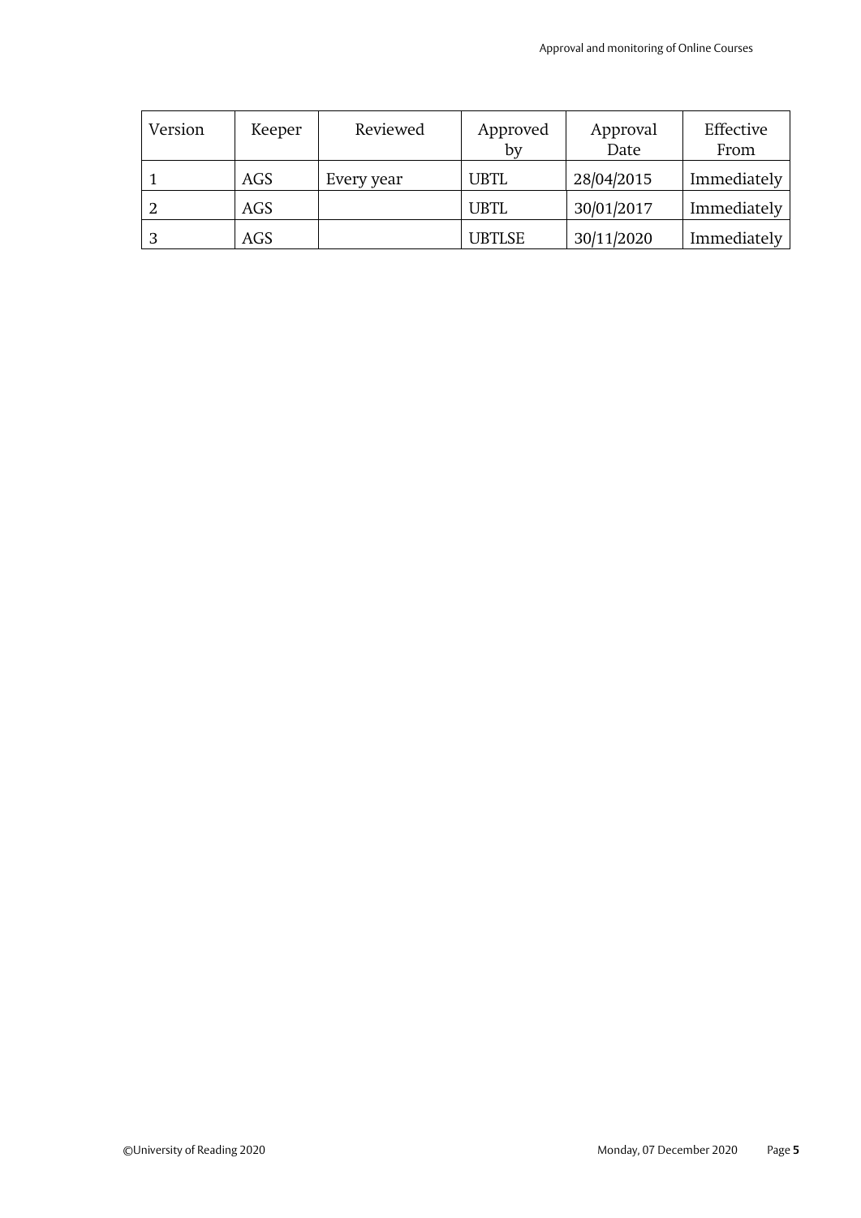| Version | Keeper | Reviewed | Approved by | Approval Date | Effective From |
|---|---|---|---|---|---|
| 1 | AGS | Every year | UBTL | 28/04/2015 | Immediately |
| 2 | AGS | | UBTL | 30/01/2017 | Immediately |
| 3 | AGS | | UBTLSE | 30/11/2020 | Immediately |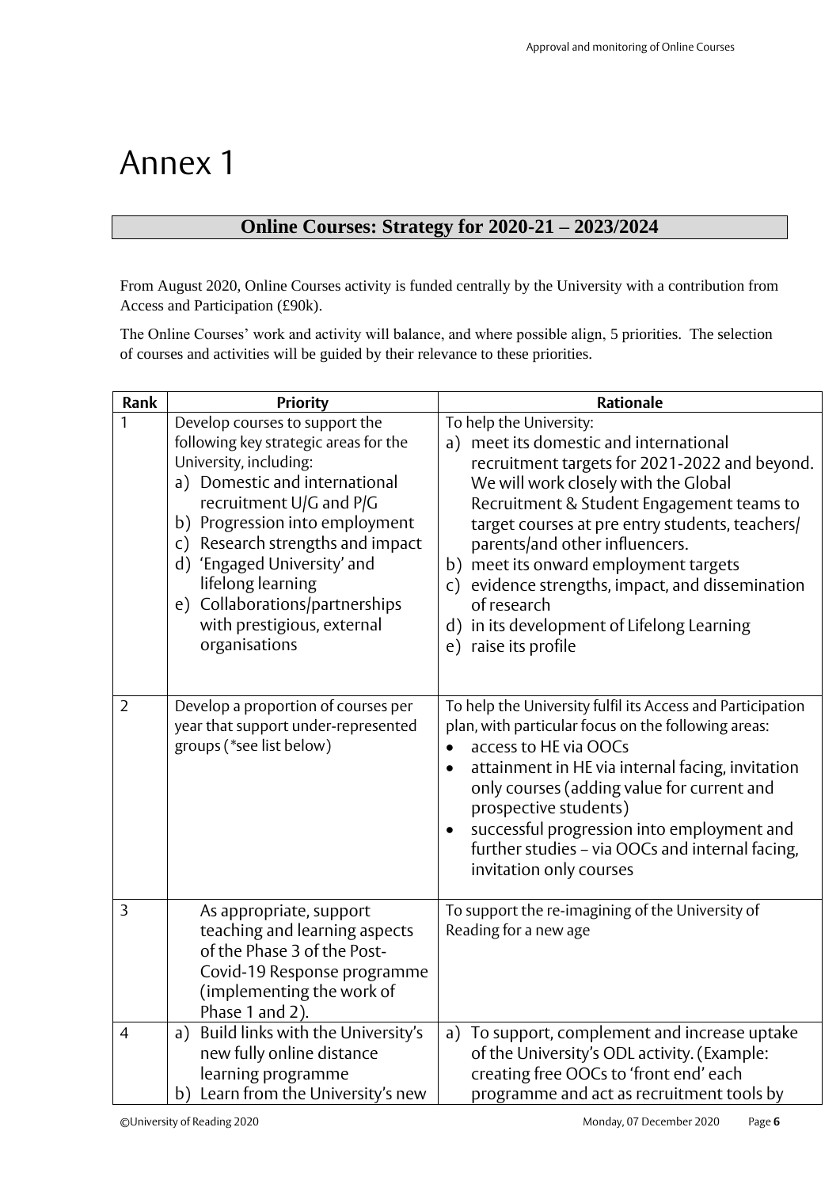# Annex 1

## Online Courses: Strategy for 2020-21 – 2023/2024

From August 2020, Online Courses activity is funded centrally by the University with a contribution from Access and Participation (£90k).

The Online Courses' work and activity will balance, and where possible align, 5 priorities. The selection of courses and activities will be guided by their relevance to these priorities.

| Rank | Priority | Rationale |
|---|---|---|
| 1 | Develop courses to support the following key strategic areas for the University, including:<br>a) Domestic and international recruitment U/G and P/G<br>b) Progression into employment<br>c) Research strengths and impact<br>d) 'Engaged University' and lifelong learning<br>e) Collaborations/partnerships with prestigious, external organisations | To help the University:<br>a) meet its domestic and international recruitment targets for 2021-2022 and beyond. We will work closely with the Global Recruitment & Student Engagement teams to target courses at pre entry students, teachers/ parents/and other influencers.<br>b) meet its onward employment targets<br>c) evidence strengths, impact, and dissemination of research<br>d) in its development of Lifelong Learning<br>e) raise its profile |
| 2 | Develop a proportion of courses per year that support under-represented groups (*see list below) | To help the University fulfil its Access and Participation plan, with particular focus on the following areas:<br>• access to HE via OOCs<br>• attainment in HE via internal facing, invitation only courses (adding value for current and prospective students)<br>• successful progression into employment and further studies – via OOCs and internal facing, invitation only courses |
| 3 | As appropriate, support teaching and learning aspects of the Phase 3 of the Post-Covid-19 Response programme (implementing the work of Phase 1 and 2). | To support the re-imagining of the University of Reading for a new age |
| 4 | a) Build links with the University's new fully online distance learning programme<br>b) Learn from the University's new | a) To support, complement and increase uptake of the University's ODL activity. (Example: creating free OOCs to 'front end' each programme and act as recruitment tools by |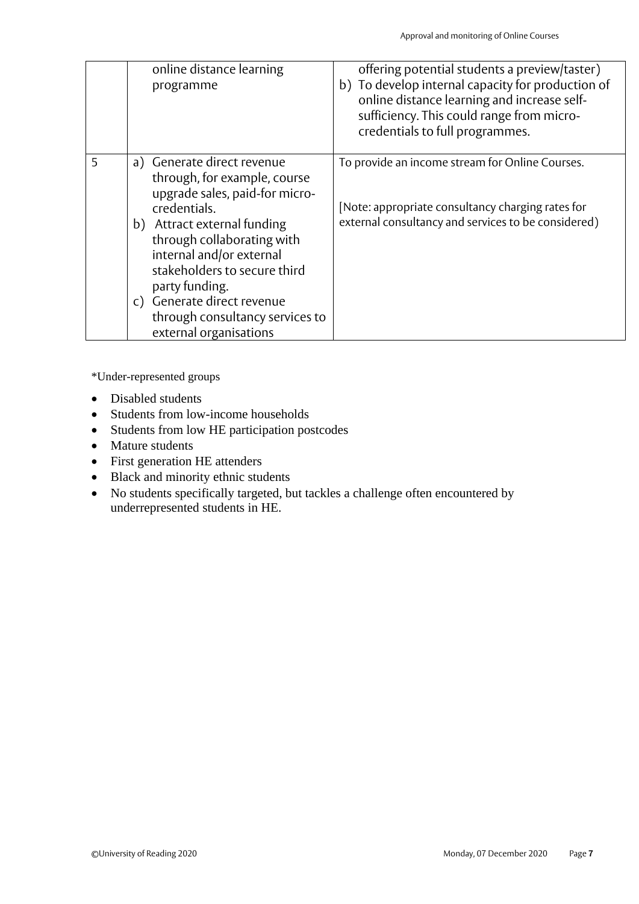| | | |
|---|---|---|
| | online distance learning programme | offering potential students a preview/taster)<br>b) To develop internal capacity for production of online distance learning and increase self-sufficiency. This could range from micro-credentials to full programmes. |
| 5 | a) Generate direct revenue through, for example, course upgrade sales, paid-for micro-credentials.<br>b) Attract external funding through collaborating with internal and/or external stakeholders to secure third party funding.<br>c) Generate direct revenue through consultancy services to external organisations | To provide an income stream for Online Courses.<br><br>[Note: appropriate consultancy charging rates for external consultancy and services to be considered) |

*Under-represented groups

- Disabled students
- Students from low-income households
- Students from low HE participation postcodes
- Mature students
- First generation HE attenders
- Black and minority ethnic students
- No students specifically targeted, but tackles a challenge often encountered by underrepresented students in HE.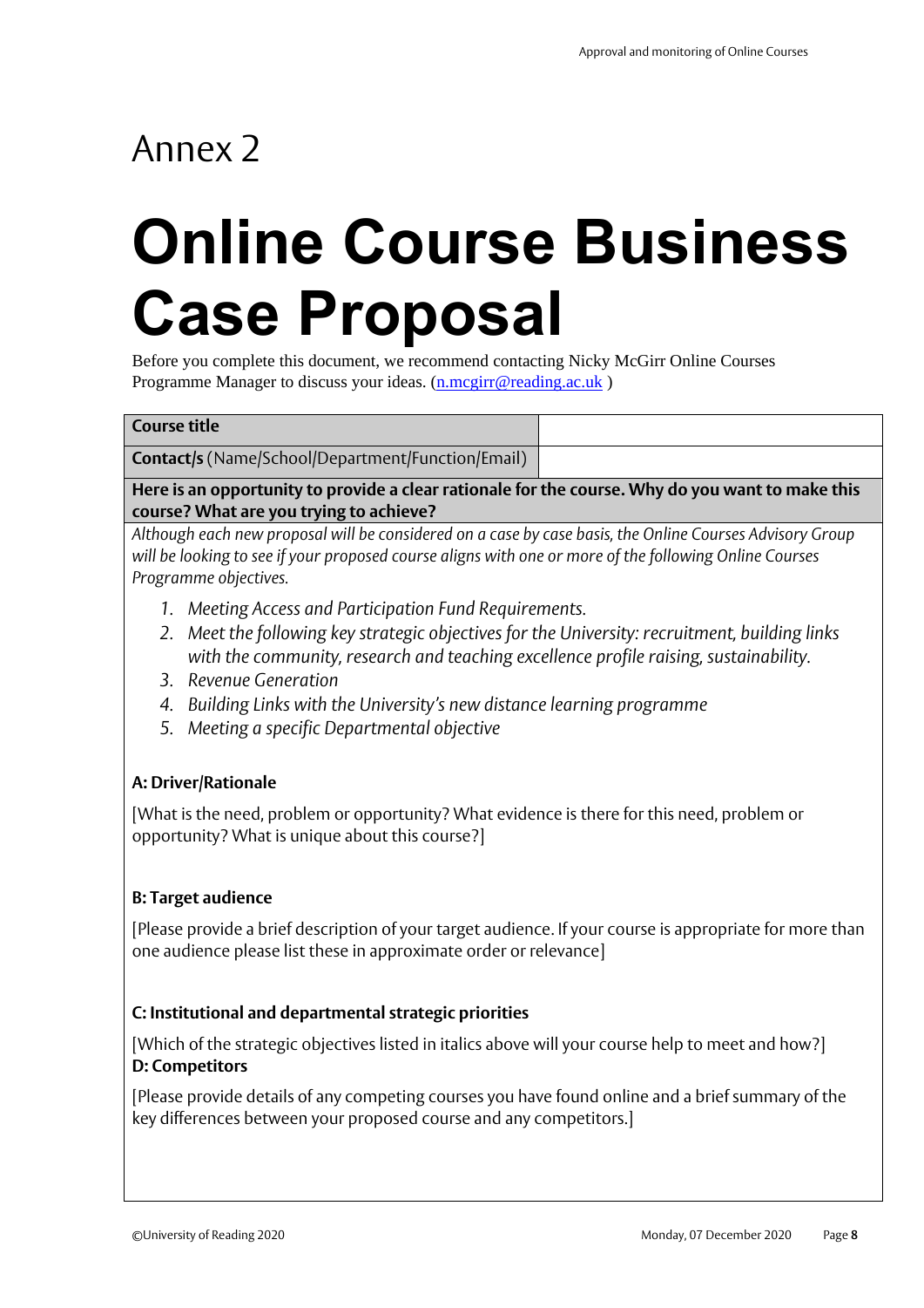Annex 2

# Online Course Business Case Proposal

Before you complete this document, we recommend contacting Nicky McGirr Online Courses Programme Manager to discuss your ideas. (n.mcgirr@reading.ac.uk )

| **Course title** | |
|---|---|
| **Contact/s** (Name/School/Department/Function/Email) | |

**Here is an opportunity to provide a clear rationale for the course. Why do you want to make this course? What are you trying to achieve?**

*Although each new proposal will be considered on a case by case basis, the Online Courses Advisory Group will be looking to see if your proposed course aligns with one or more of the following Online Courses Programme objectives.*

1. *Meeting Access and Participation Fund Requirements.*
2. *Meet the following key strategic objectives for the University: recruitment, building links with the community, research and teaching excellence profile raising, sustainability.*
3. *Revenue Generation*
4. *Building Links with the University's new distance learning programme*
5. *Meeting a specific Departmental objective*

**A: Driver/Rationale**

[What is the need, problem or opportunity? What evidence is there for this need, problem or opportunity? What is unique about this course?]

**B: Target audience**

[Please provide a brief description of your target audience. If your course is appropriate for more than one audience please list these in approximate order or relevance]

**C: Institutional and departmental strategic priorities**

[Which of the strategic objectives listed in italics above will your course help to meet and how?]

**D: Competitors**

[Please provide details of any competing courses you have found online and a brief summary of the key differences between your proposed course and any competitors.]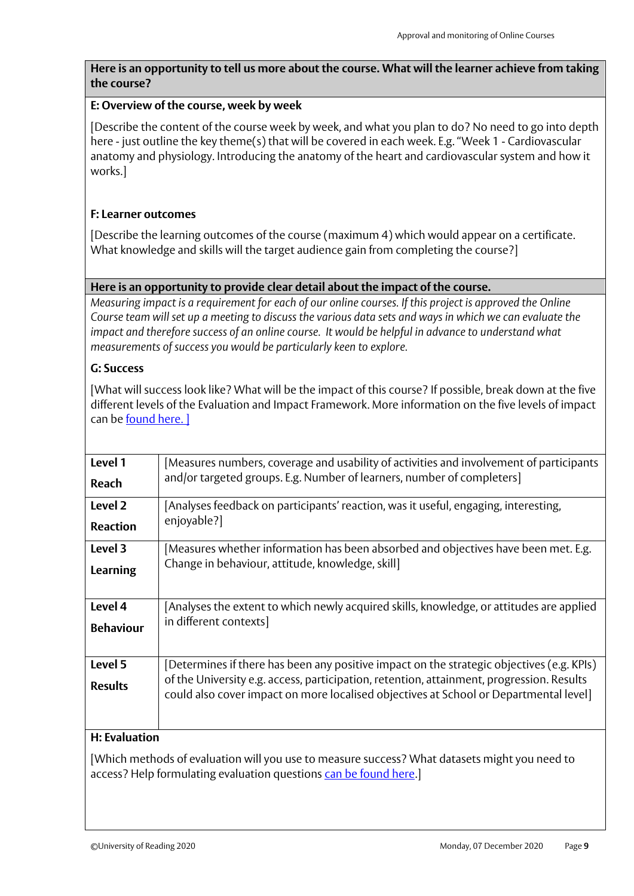**Here is an opportunity to tell us more about the course. What will the learner achieve from taking the course?**

**E: Overview of the course, week by week**

[Describe the content of the course week by week, and what you plan to do? No need to go into depth here - just outline the key theme(s) that will be covered in each week. E.g. "Week 1 - Cardiovascular anatomy and physiology. Introducing the anatomy of the heart and cardiovascular system and how it works.]

**F: Learner outcomes**

[Describe the learning outcomes of the course (maximum 4) which would appear on a certificate. What knowledge and skills will the target audience gain from completing the course?]

**Here is an opportunity to provide clear detail about the impact of the course.**

*Measuring impact is a requirement for each of our online courses. If this project is approved the Online Course team will set up a meeting to discuss the various data sets and ways in which we can evaluate the impact and therefore success of an online course. It would be helpful in advance to understand what measurements of success you would be particularly keen to explore.*

**G: Success**

[What will success look like? What will be the impact of this course? If possible, break down at the five different levels of the Evaluation and Impact Framework. More information on the five levels of impact can be found here. ]

| | |
|---|---|
| **Level 1** **Reach** | [Measures numbers, coverage and usability of activities and involvement of participants and/or targeted groups. E.g. Number of learners, number of completers] |
| **Level 2** **Reaction** | [Analyses feedback on participants' reaction, was it useful, engaging, interesting, enjoyable?] |
| **Level 3** **Learning** | [Measures whether information has been absorbed and objectives have been met. E.g. Change in behaviour, attitude, knowledge, skill] |
| **Level 4** **Behaviour** | [Analyses the extent to which newly acquired skills, knowledge, or attitudes are applied in different contexts] |
| **Level 5** **Results** | [Determines if there has been any positive impact on the strategic objectives (e.g. KPIs) of the University e.g. access, participation, retention, attainment, progression. Results could also cover impact on more localised objectives at School or Departmental level] |

**H: Evaluation**

[Which methods of evaluation will you use to measure success? What datasets might you need to access? Help formulating evaluation questions can be found here.]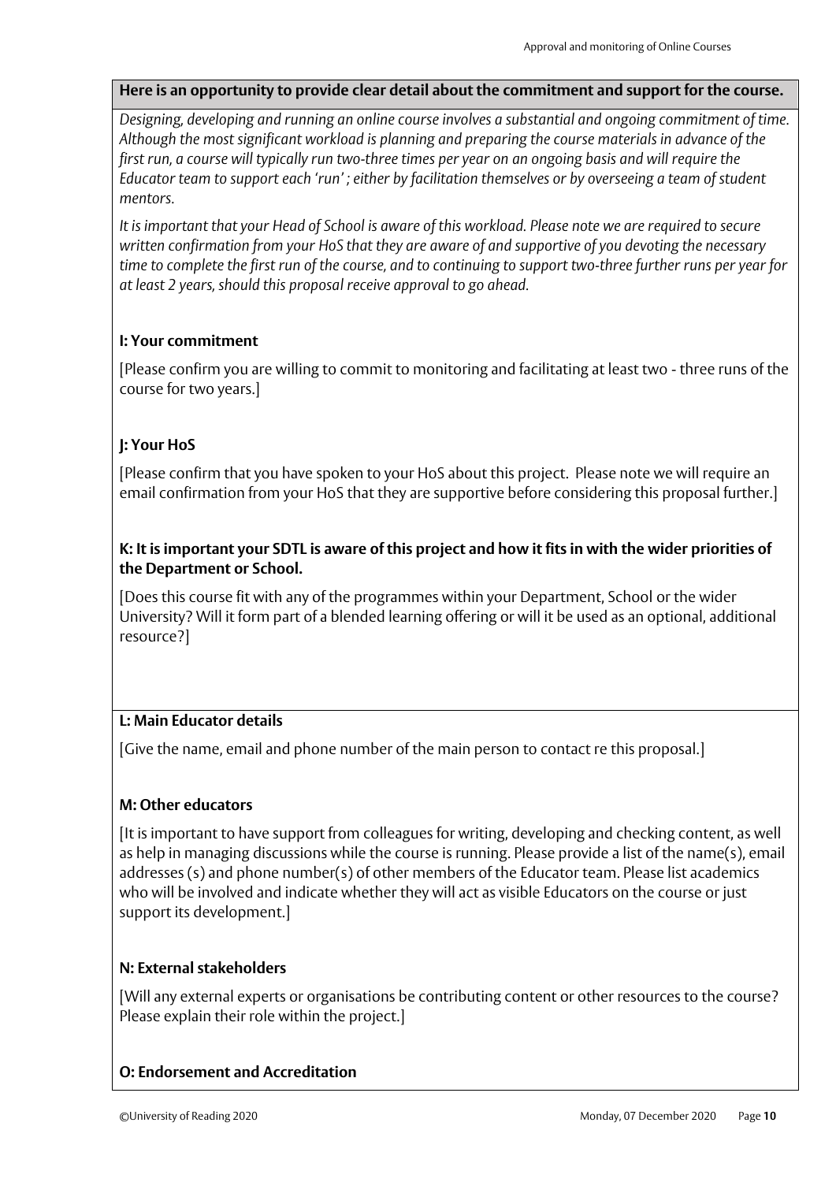**Here is an opportunity to provide clear detail about the commitment and support for the course.**

*Designing, developing and running an online course involves a substantial and ongoing commitment of time. Although the most significant workload is planning and preparing the course materials in advance of the first run, a course will typically run two-three times per year on an ongoing basis and will require the Educator team to support each 'run' ; either by facilitation themselves or by overseeing a team of student mentors.*

*It is important that your Head of School is aware of this workload. Please note we are required to secure written confirmation from your HoS that they are aware of and supportive of you devoting the necessary time to complete the first run of the course, and to continuing to support two-three further runs per year for at least 2 years, should this proposal receive approval to go ahead.*

**I: Your commitment**

[Please confirm you are willing to commit to monitoring and facilitating at least two - three runs of the course for two years.]

**J: Your HoS**

[Please confirm that you have spoken to your HoS about this project. Please note we will require an email confirmation from your HoS that they are supportive before considering this proposal further.]

**K: It is important your SDTL is aware of this project and how it fits in with the wider priorities of the Department or School.**

[Does this course fit with any of the programmes within your Department, School or the wider University? Will it form part of a blended learning offering or will it be used as an optional, additional resource?]

**L: Main Educator details**

[Give the name, email and phone number of the main person to contact re this proposal.]

**M: Other educators**

[It is important to have support from colleagues for writing, developing and checking content, as well as help in managing discussions while the course is running. Please provide a list of the name(s), email addresses (s) and phone number(s) of other members of the Educator team. Please list academics who will be involved and indicate whether they will act as visible Educators on the course or just support its development.]

**N: External stakeholders**

[Will any external experts or organisations be contributing content or other resources to the course? Please explain their role within the project.]

**O: Endorsement and Accreditation**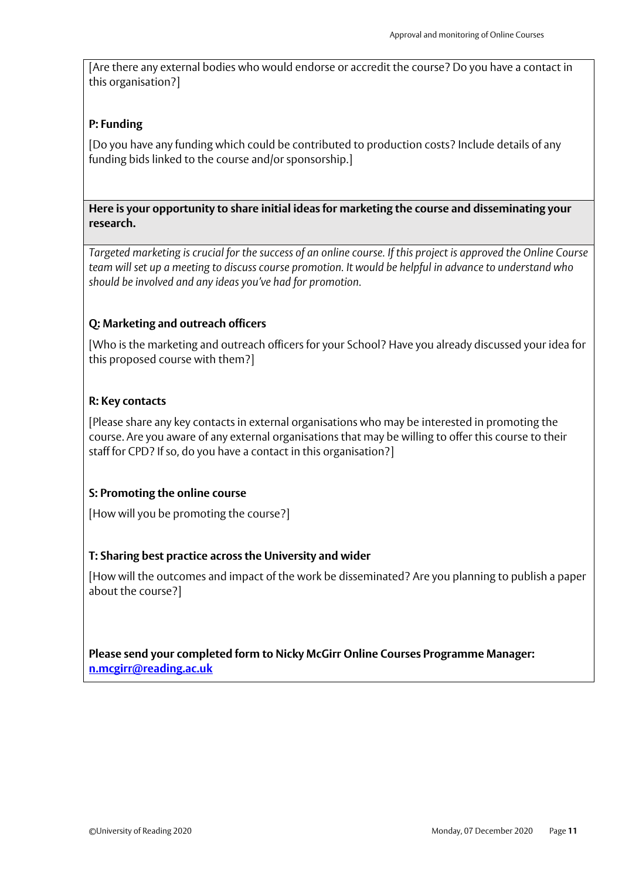[Are there any external bodies who would endorse or accredit the course? Do you have a contact in this organisation?]

**P: Funding**

[Do you have any funding which could be contributed to production costs? Include details of any funding bids linked to the course and/or sponsorship.]

**Here is your opportunity to share initial ideas for marketing the course and disseminating your research.**

*Targeted marketing is crucial for the success of an online course. If this project is approved the Online Course team will set up a meeting to discuss course promotion. It would be helpful in advance to understand who should be involved and any ideas you've had for promotion.*

**Q: Marketing and outreach officers**

[Who is the marketing and outreach officers for your School? Have you already discussed your idea for this proposed course with them?]

**R: Key contacts**

[Please share any key contacts in external organisations who may be interested in promoting the course. Are you aware of any external organisations that may be willing to offer this course to their staff for CPD? If so, do you have a contact in this organisation?]

**S: Promoting the online course**

[How will you be promoting the course?]

**T: Sharing best practice across the University and wider**

[How will the outcomes and impact of the work be disseminated? Are you planning to publish a paper about the course?]

**Please send your completed form to Nicky McGirr Online Courses Programme Manager: [n.mcgirr@reading.ac.uk](mailto:n.mcgirr@reading.ac.uk)**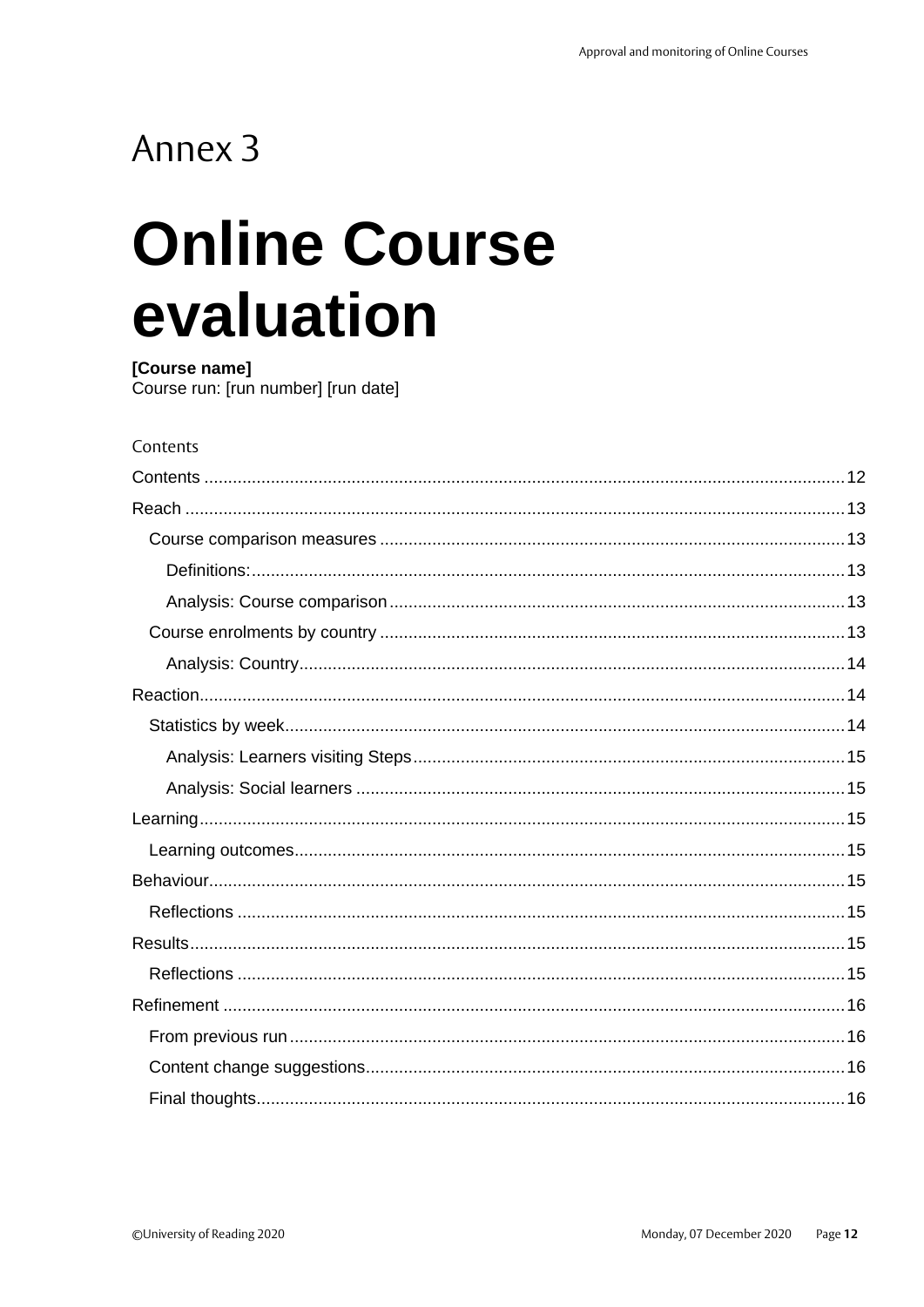# Annex 3

# Online Course evaluation

**[Course name]**
Course run: [run number] [run date]

Contents

Contents .......... 12
Reach .......... 13
- Course comparison measures .......... 13
  - Definitions: .......... 13
  - Analysis: Course comparison .......... 13
- Course enrolments by country .......... 13
  - Analysis: Country .......... 14

Reaction .......... 14
- Statistics by week .......... 14
  - Analysis: Learners visiting Steps .......... 15
  - Analysis: Social learners .......... 15

Learning .......... 15
- Learning outcomes .......... 15

Behaviour .......... 15
- Reflections .......... 15

Results .......... 15
- Reflections .......... 15

Refinement .......... 16
- From previous run .......... 16
- Content change suggestions .......... 16
- Final thoughts .......... 16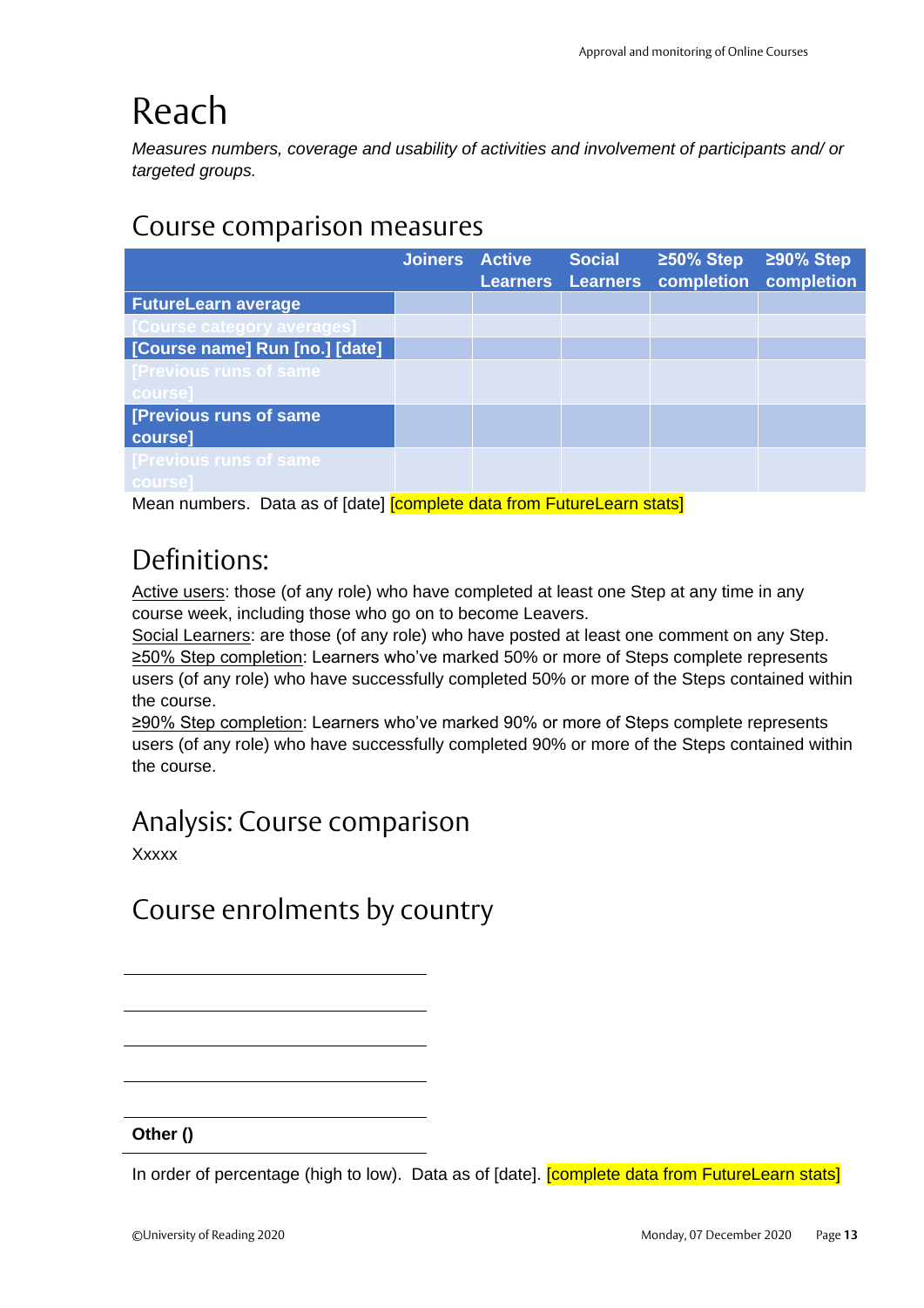# Reach

*Measures numbers, coverage and usability of activities and involvement of participants and/ or targeted groups.*

## Course comparison measures

| | Joiners | Active Learners | Social Learners | ≥50% Step completion | ≥90% Step completion |
|---|---|---|---|---|---|
| **FutureLearn average** | | | | | |
| **[Course category averages]** | | | | | |
| **[Course name] Run [no.] [date]** | | | | | |
| **[Previous runs of same course]** | | | | | |
| **[Previous runs of same course]** | | | | | |
| **[Previous runs of same course]** | | | | | |

Mean numbers. Data as of [date] [complete data from FutureLearn stats]

## Definitions:

Active users: those (of any role) who have completed at least one Step at any time in any course week, including those who go on to become Leavers.
Social Learners: are those (of any role) who have posted at least one comment on any Step.
≥50% Step completion: Learners who've marked 50% or more of Steps complete represents users (of any role) who have successfully completed 50% or more of the Steps contained within the course.
≥90% Step completion: Learners who've marked 90% or more of Steps complete represents users (of any role) who have successfully completed 90% or more of the Steps contained within the course.

## Analysis: Course comparison

Xxxxx

## Course enrolments by country

| |
|---|
| |
| |
| |
| |
| **Other ()** |

In order of percentage (high to low). Data as of [date]. [complete data from FutureLearn stats]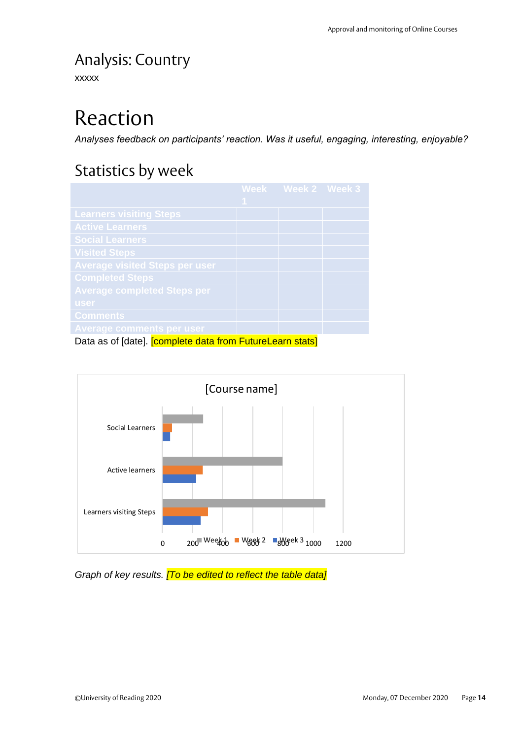# Analysis: Country

XXXXX

# Reaction

*Analyses feedback on participants' reaction. Was it useful, engaging, interesting, enjoyable?*

## Statistics by week

| | Week 1 | Week 2 | Week 3 |
|---|---|---|---|
| Learners visiting Steps | | | |
| Active Learners | | | |
| Social Learners | | | |
| Visited Steps | | | |
| Average visited Steps per user | | | |
| Completed Steps | | | |
| Average completed Steps per user | | | |
| Comments | | | |
| Average comments per user | | | |

Data as of [date]. [complete data from FutureLearn stats]

[Course name]

| | Week 1 | Week 2 | Week 3 |
|---|---|---|---|
| Social Learners | | | |
| Active learners | | | |
| Learners visiting Steps | | | |

0 200 400 600 800 1000 1200

*Graph of key results. [To be edited to reflect the table data]*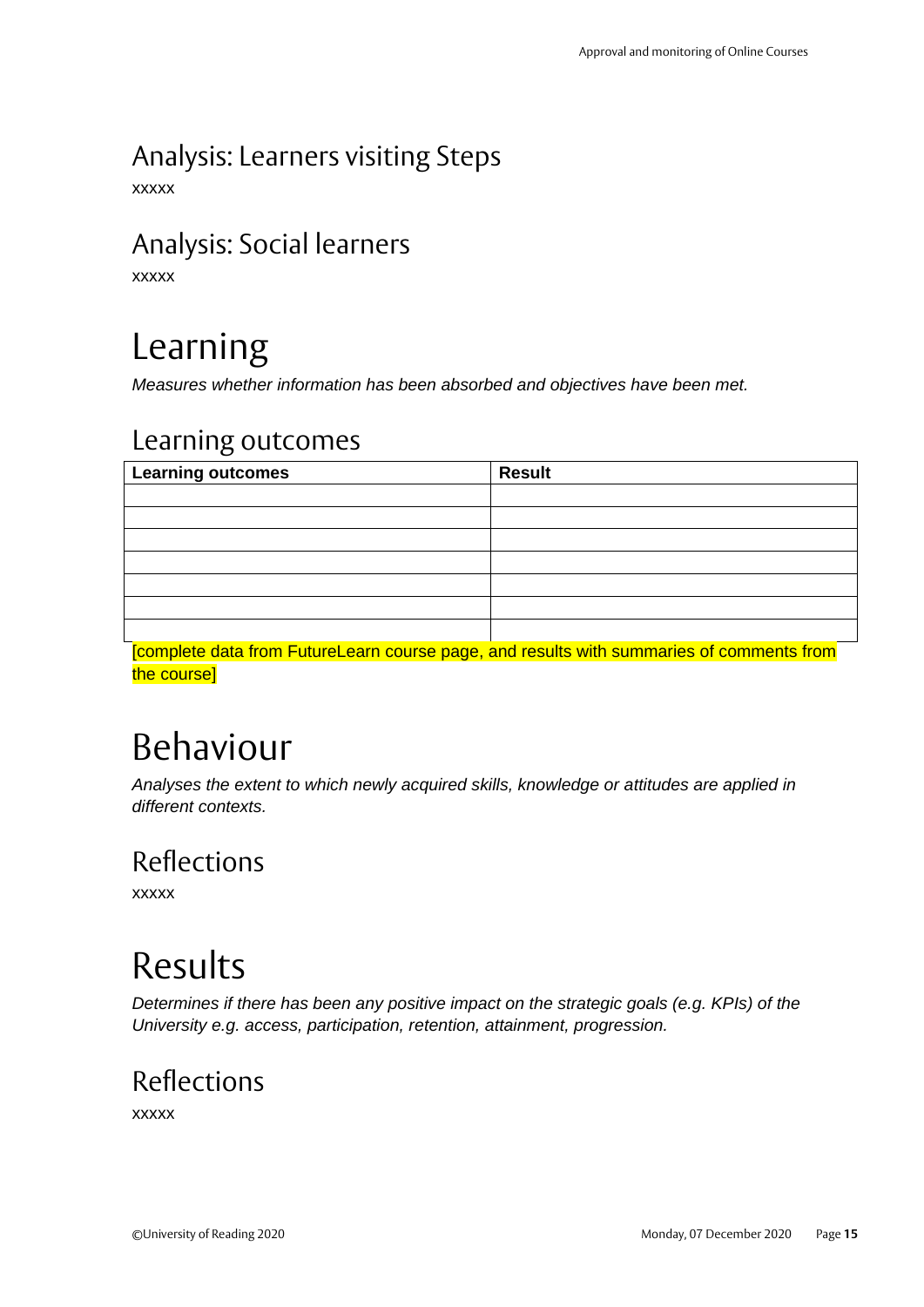## Analysis: Learners visiting Steps

xxxxx

## Analysis: Social learners

xxxxx

# Learning

*Measures whether information has been absorbed and objectives have been met.*

## Learning outcomes

| Learning outcomes | Result |
|---|---|
| | |
| | |
| | |
| | |
| | |
| | |
| | |

[complete data from FutureLearn course page, and results with summaries of comments from the course]

# Behaviour

*Analyses the extent to which newly acquired skills, knowledge or attitudes are applied in different contexts.*

## Reflections

xxxxx

# Results

*Determines if there has been any positive impact on the strategic goals (e.g. KPIs) of the University e.g. access, participation, retention, attainment, progression.*

## Reflections

xxxxx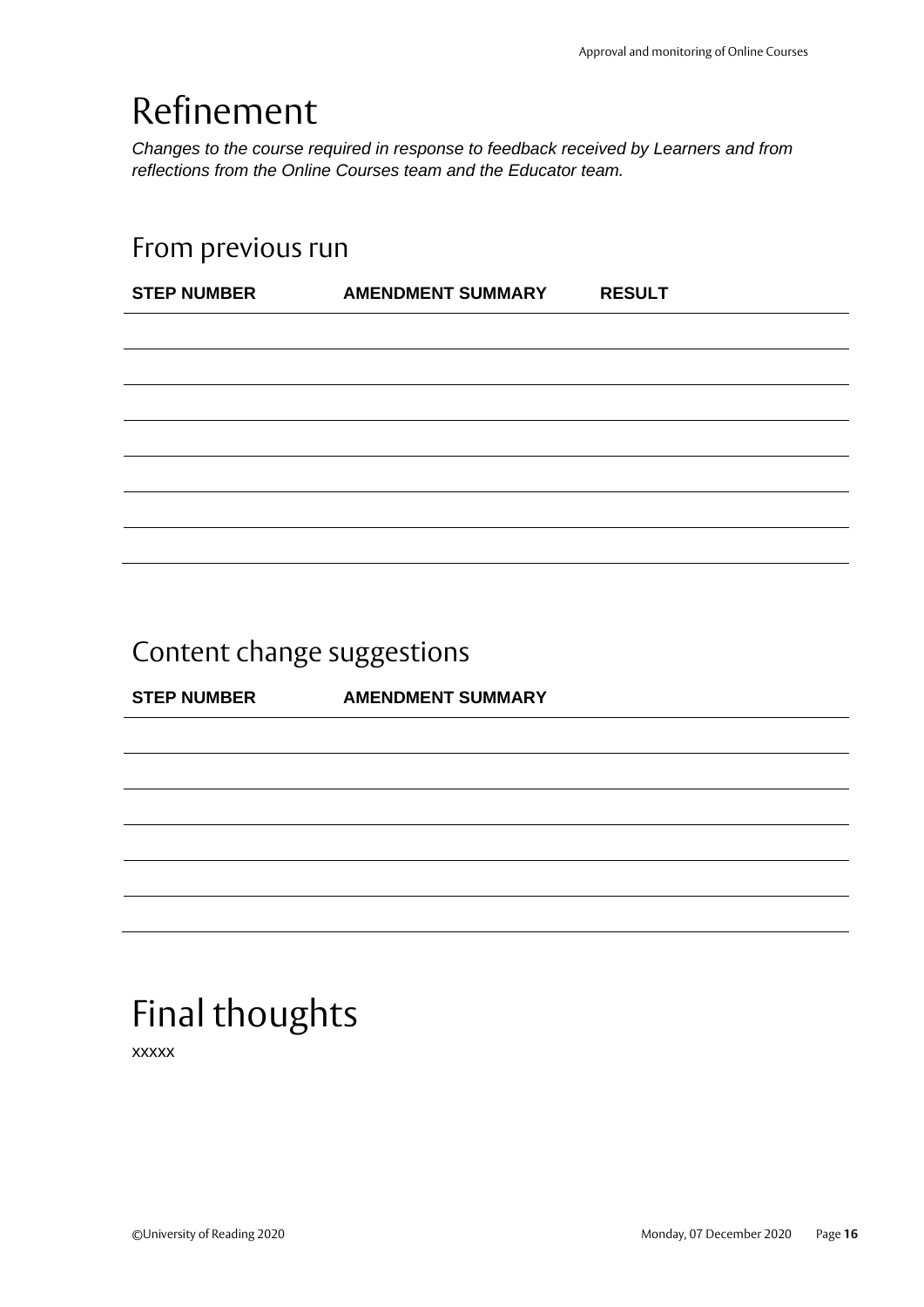# Refinement

*Changes to the course required in response to feedback received by Learners and from reflections from the Online Courses team and the Educator team.*

## From previous run

| STEP NUMBER | AMENDMENT SUMMARY | RESULT |
|---|---|---|
| | | |
| | | |
| | | |
| | | |
| | | |
| | | |
| | | |

## Content change suggestions

| STEP NUMBER | AMENDMENT SUMMARY |
|---|---|
| | |
| | |
| | |
| | |
| | |
| | |

# Final thoughts

xxxxx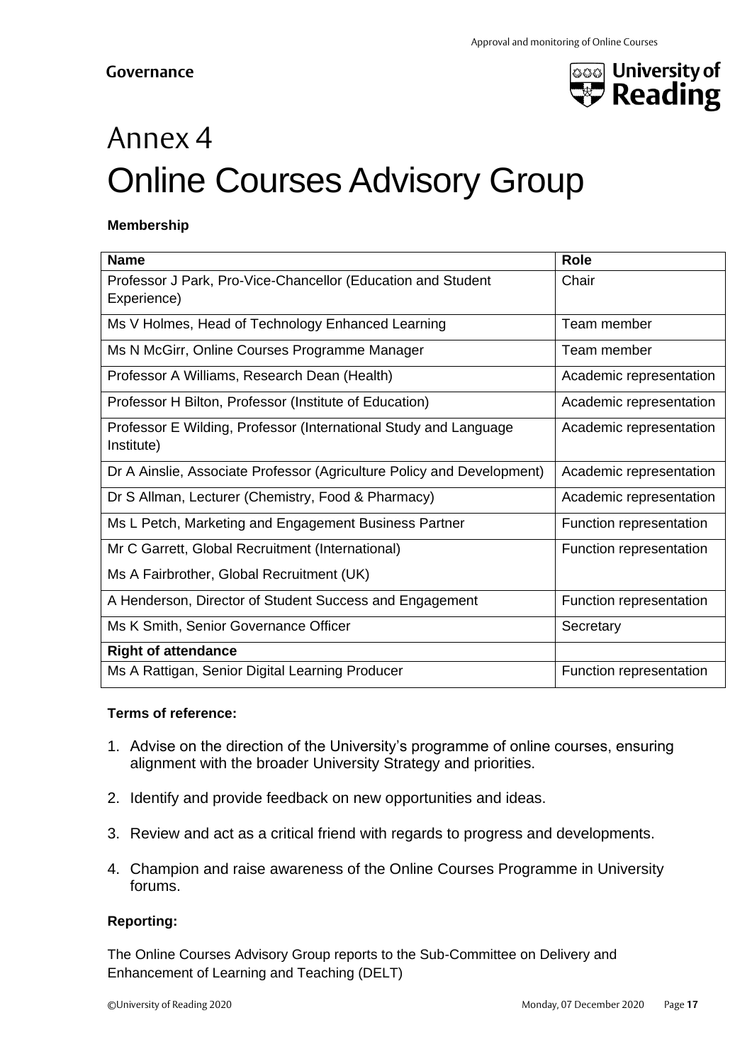# Annex 4

# Online Courses Advisory Group

**Membership**

| Name | Role |
|---|---|
| Professor J Park, Pro-Vice-Chancellor (Education and Student Experience) | Chair |
| Ms V Holmes, Head of Technology Enhanced Learning | Team member |
| Ms N McGirr, Online Courses Programme Manager | Team member |
| Professor A Williams, Research Dean (Health) | Academic representation |
| Professor H Bilton, Professor (Institute of Education) | Academic representation |
| Professor E Wilding, Professor (International Study and Language Institute) | Academic representation |
| Dr A Ainslie, Associate Professor (Agriculture Policy and Development) | Academic representation |
| Dr S Allman, Lecturer (Chemistry, Food & Pharmacy) | Academic representation |
| Ms L Petch, Marketing and Engagement Business Partner | Function representation |
| Mr C Garrett, Global Recruitment (International)<br>Ms A Fairbrother, Global Recruitment (UK) | Function representation |
| A Henderson, Director of Student Success and Engagement | Function representation |
| Ms K Smith, Senior Governance Officer | Secretary |
| **Right of attendance** | |
| Ms A Rattigan, Senior Digital Learning Producer | Function representation |

**Terms of reference:**

1. Advise on the direction of the University's programme of online courses, ensuring alignment with the broader University Strategy and priorities.
2. Identify and provide feedback on new opportunities and ideas.
3. Review and act as a critical friend with regards to progress and developments.
4. Champion and raise awareness of the Online Courses Programme in University forums.

**Reporting:**

The Online Courses Advisory Group reports to the Sub-Committee on Delivery and Enhancement of Learning and Teaching (DELT)